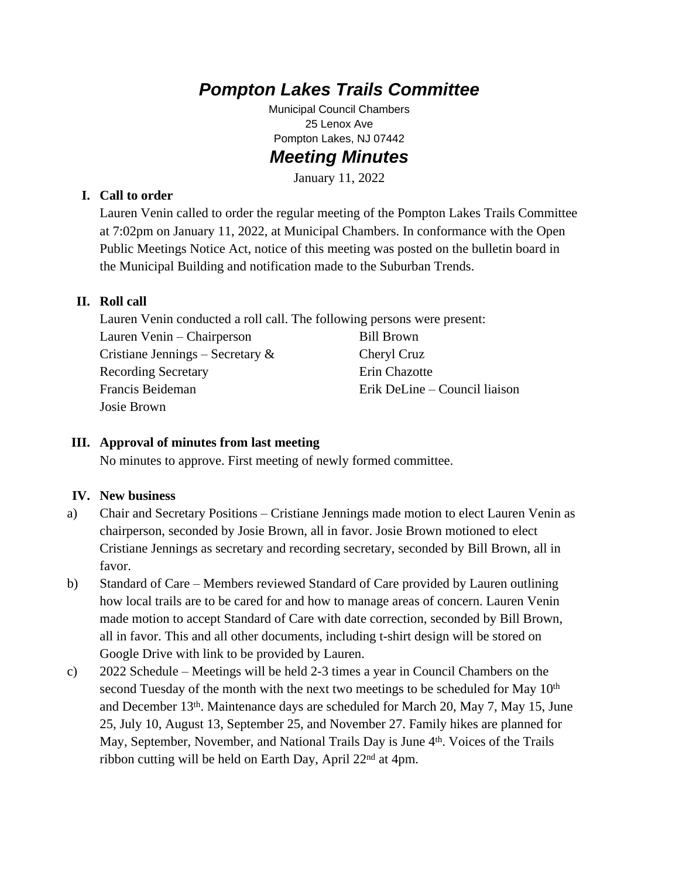# *Pompton Lakes Trails Committee*

Municipal Council Chambers
25 Lenox Ave
Pompton Lakes, NJ 07442

## *Meeting Minutes*

January 11, 2022

### I. Call to order

Lauren Venin called to order the regular meeting of the Pompton Lakes Trails Committee at 7:02pm on January 11, 2022, at Municipal Chambers. In conformance with the Open Public Meetings Notice Act, notice of this meeting was posted on the bulletin board in the Municipal Building and notification made to the Suburban Trends.

### II. Roll call

Lauren Venin conducted a roll call. The following persons were present:

- Lauren Venin – Chairperson
- Cristiane Jennings – Secretary & Recording Secretary
- Francis Beideman
- Josie Brown
- Bill Brown
- Cheryl Cruz
- Erin Chazotte
- Erik DeLine – Council liaison

### III. Approval of minutes from last meeting

No minutes to approve. First meeting of newly formed committee.

### IV. New business

a) Chair and Secretary Positions – Cristiane Jennings made motion to elect Lauren Venin as chairperson, seconded by Josie Brown, all in favor. Josie Brown motioned to elect Cristiane Jennings as secretary and recording secretary, seconded by Bill Brown, all in favor.

b) Standard of Care – Members reviewed Standard of Care provided by Lauren outlining how local trails are to be cared for and how to manage areas of concern. Lauren Venin made motion to accept Standard of Care with date correction, seconded by Bill Brown, all in favor. This and all other documents, including t-shirt design will be stored on Google Drive with link to be provided by Lauren.

c) 2022 Schedule – Meetings will be held 2-3 times a year in Council Chambers on the second Tuesday of the month with the next two meetings to be scheduled for May 10th and December 13th. Maintenance days are scheduled for March 20, May 7, May 15, June 25, July 10, August 13, September 25, and November 27. Family hikes are planned for May, September, November, and National Trails Day is June 4th. Voices of the Trails ribbon cutting will be held on Earth Day, April 22nd at 4pm.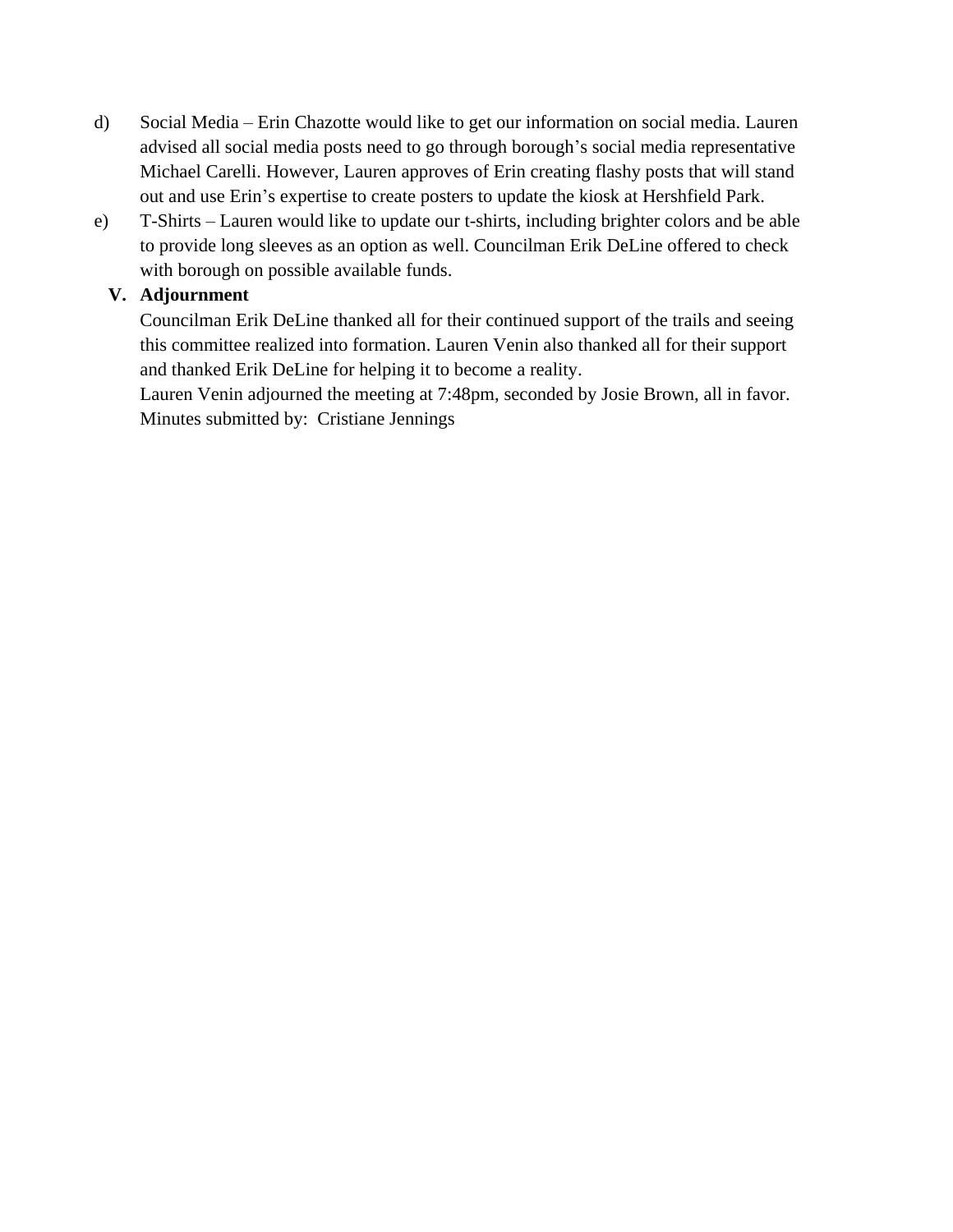d) Social Media – Erin Chazotte would like to get our information on social media. Lauren advised all social media posts need to go through borough's social media representative Michael Carelli. However, Lauren approves of Erin creating flashy posts that will stand out and use Erin's expertise to create posters to update the kiosk at Hershfield Park.

e) T-Shirts – Lauren would like to update our t-shirts, including brighter colors and be able to provide long sleeves as an option as well. Councilman Erik DeLine offered to check with borough on possible available funds.

## V. Adjournment

Councilman Erik DeLine thanked all for their continued support of the trails and seeing this committee realized into formation. Lauren Venin also thanked all for their support and thanked Erik DeLine for helping it to become a reality.

Lauren Venin adjourned the meeting at 7:48pm, seconded by Josie Brown, all in favor.

Minutes submitted by: Cristiane Jennings